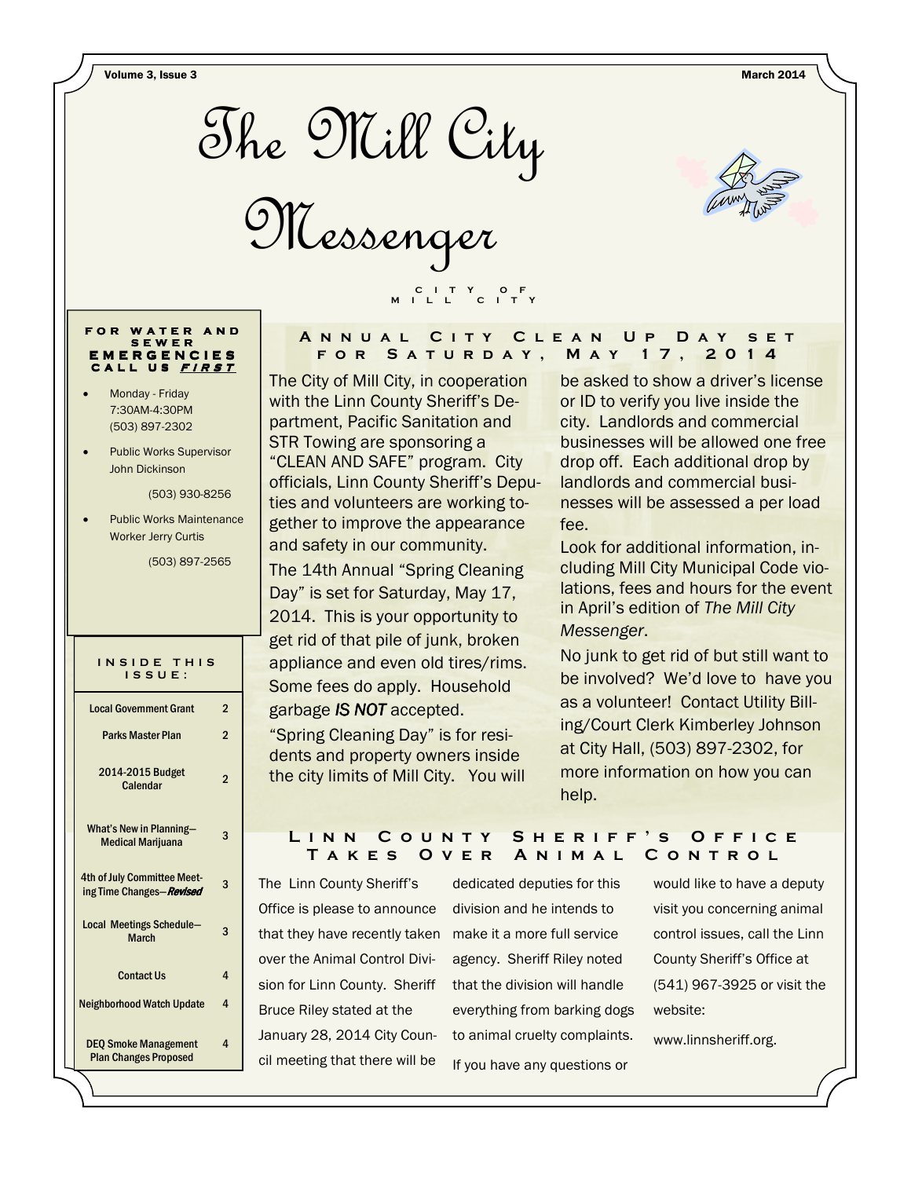# The Mill City Messenger

CITY OF MILL CITY

Volume 3, Issue 3 — March 2014

**FOR WATER AND SEWER EMERGENCIES CALL US *FIRST***

- Monday - Friday 7:30AM-4:30PM (503) 897-2302
- Public Works Supervisor John Dickinson (503) 930-8256
- Public Works Maintenance Worker Jerry Curtis (503) 897-2565

**INSIDE THIS ISSUE:**

| | |
|---|---|
| Local Government Grant | 2 |
| Parks Master Plan | 2 |
| 2014-2015 Budget Calendar | 2 |
| What's New in Planning—Medical Marijuana | 3 |
| 4th of July Committee Meeting Time Changes—*Revised* | 3 |
| Local Meetings Schedule—March | 3 |
| Contact Us | 4 |
| Neighborhood Watch Update | 4 |
| DEQ Smoke Management Plan Changes Proposed | 4 |

## Annual City Clean Up Day set for Saturday, May 17, 2014

The City of Mill City, in cooperation with the Linn County Sheriff's Department, Pacific Sanitation and STR Towing are sponsoring a "CLEAN AND SAFE" program. City officials, Linn County Sheriff's Deputies and volunteers are working together to improve the appearance and safety in our community.

The 14th Annual "Spring Cleaning Day" is set for Saturday, May 17, 2014. This is your opportunity to get rid of that pile of junk, broken appliance and even old tires/rims. Some fees do apply. Household garbage ***IS NOT*** accepted.

"Spring Cleaning Day" is for residents and property owners inside the city limits of Mill City. You will be asked to show a driver's license or ID to verify you live inside the city. Landlords and commercial businesses will be allowed one free drop off. Each additional drop by landlords and commercial businesses will be assessed a per load fee.

Look for additional information, including Mill City Municipal Code violations, fees and hours for the event in April's edition of *The Mill City Messenger*.

No junk to get rid of but still want to be involved? We'd love to have you as a volunteer! Contact Utility Billing/Court Clerk Kimberley Johnson at City Hall, (503) 897-2302, for more information on how you can help.

## Linn County Sheriff's Office Takes Over Animal Control

The Linn County Sheriff's Office is please to announce that they have recently taken over the Animal Control Division for Linn County. Sheriff Bruce Riley stated at the January 28, 2014 City Council meeting that there will be dedicated deputies for this division and he intends to make it a more full service agency. Sheriff Riley noted that the division will handle everything from barking dogs to animal cruelty complaints.

If you have any questions or would like to have a deputy visit you concerning animal control issues, call the Linn County Sheriff's Office at (541) 967-3925 or visit the website:

www.linnsheriff.org.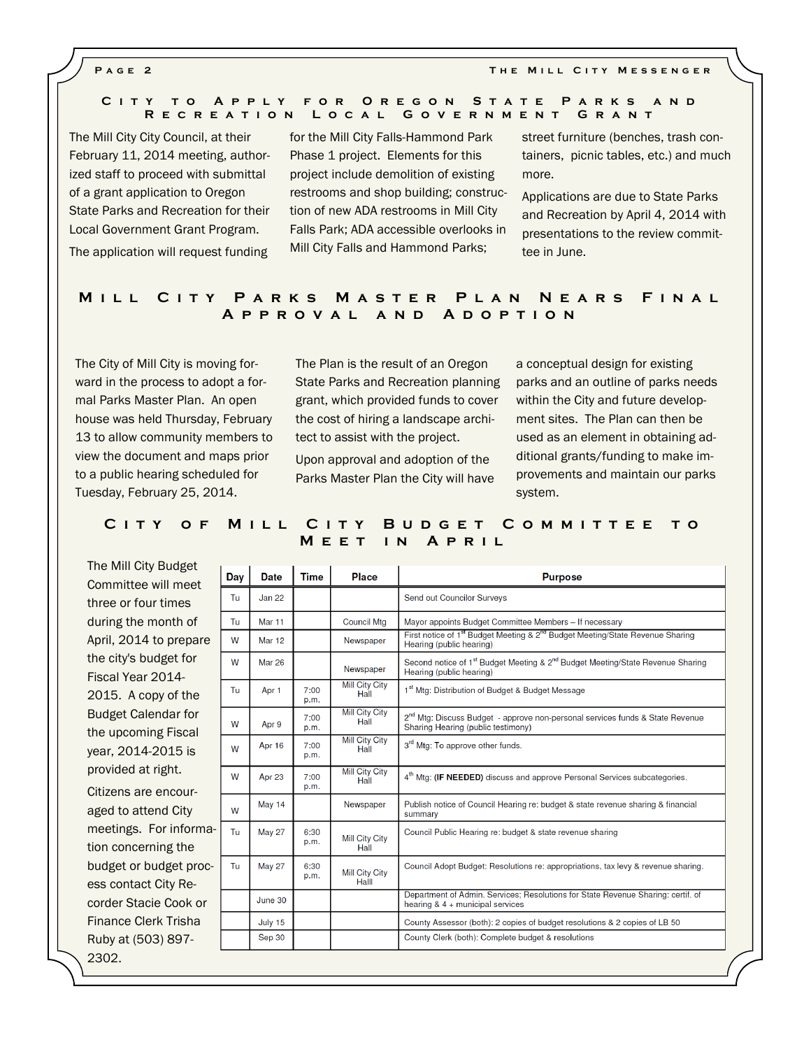## City to Apply for Oregon State Parks and Recreation Local Government Grant

The Mill City City Council, at their February 11, 2014 meeting, authorized staff to proceed with submittal of a grant application to Oregon State Parks and Recreation for their Local Government Grant Program.

The application will request funding for the Mill City Falls-Hammond Park Phase 1 project. Elements for this project include demolition of existing restrooms and shop building; construction of new ADA restrooms in Mill City Falls Park; ADA accessible overlooks in Mill City Falls and Hammond Parks; street furniture (benches, trash containers, picnic tables, etc.) and much more.

Applications are due to State Parks and Recreation by April 4, 2014 with presentations to the review committee in June.

## Mill City Parks Master Plan Nears Final Approval and Adoption

The City of Mill City is moving forward in the process to adopt a formal Parks Master Plan. An open house was held Thursday, February 13 to allow community members to view the document and maps prior to a public hearing scheduled for Tuesday, February 25, 2014.

The Plan is the result of an Oregon State Parks and Recreation planning grant, which provided funds to cover the cost of hiring a landscape architect to assist with the project.

Upon approval and adoption of the Parks Master Plan the City will have a conceptual design for existing parks and an outline of parks needs within the City and future development sites. The Plan can then be used as an element in obtaining additional grants/funding to make improvements and maintain our parks system.

## City of Mill City Budget Committee to Meet in April

The Mill City Budget Committee will meet three or four times during the month of April, 2014 to prepare the city's budget for Fiscal Year 2014-2015. A copy of the Budget Calendar for the upcoming Fiscal year, 2014-2015 is provided at right.

Citizens are encouraged to attend City meetings. For information concerning the budget or budget process contact City Recorder Stacie Cook or Finance Clerk Trisha Ruby at (503) 897-2302.

| Day | Date | Time | Place | Purpose |
|---|---|---|---|---|
| Tu | Jan 22 | | | Send out Councilor Surveys |
| Tu | Mar 11 | | Council Mtg | Mayor appoints Budget Committee Members – If necessary |
| W | Mar 12 | | Newspaper | First notice of 1st Budget Meeting & 2nd Budget Meeting/State Revenue Sharing Hearing (public hearing) |
| W | Mar 26 | | Newspaper | Second notice of 1st Budget Meeting & 2nd Budget Meeting/State Revenue Sharing Hearing (public hearing) |
| Tu | Apr 1 | 7:00 p.m. | Mill City City Hall | 1st Mtg: Distribution of Budget & Budget Message |
| W | Apr 9 | 7:00 p.m. | Mill City City Hall | 2nd Mtg: Discuss Budget - approve non-personal services funds & State Revenue Sharing Hearing (public testimony) |
| W | Apr 16 | 7:00 p.m. | Mill City City Hall | 3rd Mtg: To approve other funds. |
| W | Apr 23 | 7:00 p.m. | Mill City City Hall | 4th Mtg: **(IF NEEDED)** discuss and approve Personal Services subcategories. |
| W | May 14 | | Newspaper | Publish notice of Council Hearing re: budget & state revenue sharing & financial summary |
| Tu | May 27 | 6:30 p.m. | Mill City City Hall | Council Public Hearing re: budget & state revenue sharing |
| Tu | May 27 | 6:30 p.m. | Mill City City Hall | Council Adopt Budget: Resolutions re: appropriations, tax levy & revenue sharing. |
| | June 30 | | | Department of Admin. Services; Resolutions for State Revenue Sharing: certif. of hearing & 4 + municipal services |
| | July 15 | | | County Assessor (both): 2 copies of budget resolutions & 2 copies of LB 50 |
| | Sep 30 | | | County Clerk (both): Complete budget & resolutions |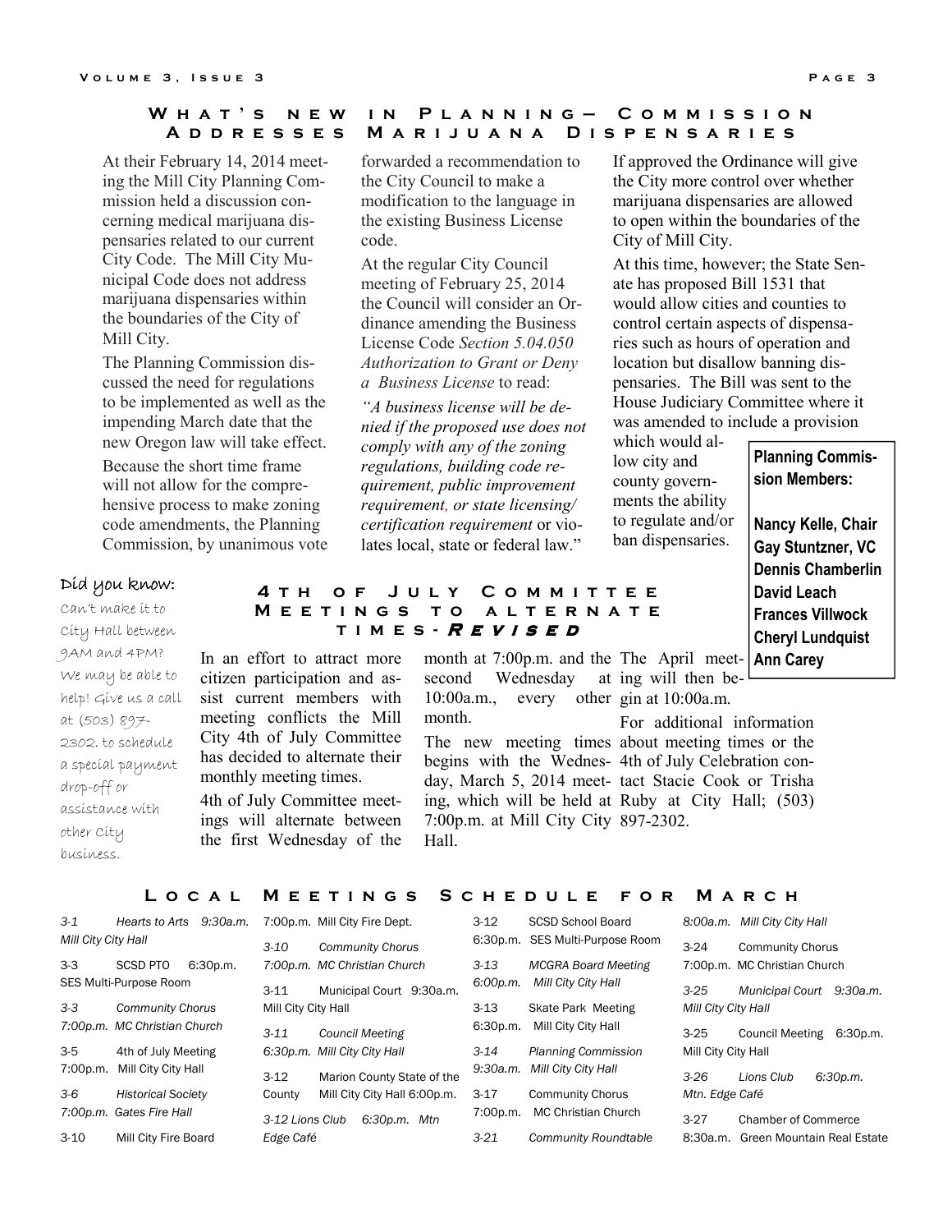## What's new in Planning— Commission Addresses Marijuana Dispensaries

At their February 14, 2014 meeting the Mill City Planning Commission held a discussion concerning medical marijuana dispensaries related to our current City Code. The Mill City Municipal Code does not address marijuana dispensaries within the boundaries of the City of Mill City.

The Planning Commission discussed the need for regulations to be implemented as well as the impending March date that the new Oregon law will take effect.

Because the short time frame will not allow for the comprehensive process to make zoning code amendments, the Planning Commission, by unanimous vote forwarded a recommendation to the City Council to make a modification to the language in the existing Business License code.

At the regular City Council meeting of February 25, 2014 the Council will consider an Ordinance amending the Business License Code *Section 5.04.050 Authorization to Grant or Deny a Business License* to read:

*"A business license will be denied if the proposed use does not comply with any of the zoning regulations, building code requirement, public improvement requirement, or state licensing/ certification requirement* or violates local, state or federal law."

If approved the Ordinance will give the City more control over whether marijuana dispensaries are allowed to open within the boundaries of the City of Mill City.

At this time, however; the State Senate has proposed Bill 1531 that would allow cities and counties to control certain aspects of dispensaries such as hours of operation and location but disallow banning dispensaries. The Bill was sent to the House Judiciary Committee where it was amended to include a provision which would allow city and county governments the ability to regulate and/or ban dispensaries.

**Planning Commission Members:**

**Nancy Kelle, Chair**
**Gay Stuntzner, VC**
**Dennis Chamberlin**
**David Leach**
**Frances Villwock**
**Cheryl Lundquist**
**Ann Carey**

### Did you know:

Can't make it to City Hall between 9AM and 4PM? We may be able to help! Give us a call at (503) 897-2302. to schedule a special payment drop-off or assistance with other City business.

## 4th of July Committee Meetings to alternate times-*Revised*

In an effort to attract more citizen participation and assist current members with meeting conflicts the Mill City 4th of July Committee has decided to alternate their monthly meeting times.

4th of July Committee meetings will alternate between the first Wednesday of the month at 7:00p.m. and the second Wednesday at 10:00a.m., every other month.

The new meeting times begins with the Wednesday, March 5, 2014 meeting, which will be held at 7:00p.m. at Mill City City Hall.

The April meeting will then begin at 10:00a.m.

For additional information about meeting times or the 4th of July Celebration contact Stacie Cook or Trisha Ruby at City Hall; (503) 897-2302.

## Local Meetings Schedule for March

*3-1 Hearts to Arts 9:30a.m. Mill City City Hall*

3-3 SCSD PTO 6:30p.m. SES Multi-Purpose Room

*3-3 Community Chorus 7:00p.m. MC Christian Church*

3-5 4th of July Meeting 7:00p.m. Mill City City Hall

*3-6 Historical Society 7:00p.m. Gates Fire Hall*

3-10 Mill City Fire Board 7:00p.m. Mill City Fire Dept.

*3-10 Community Chorus 7:00p.m. MC Christian Church*

3-11 Municipal Court 9:30a.m. Mill City City Hall

*3-11 Council Meeting 6:30p.m. Mill City City Hall*

3-12 Marion County State of the County Mill City City Hall 6:00p.m.

*3-12 Lions Club 6:30p.m. Mtn Edge Café*

3-12 SCSD School Board 6:30p.m. SES Multi-Purpose Room

*3-13 MCGRA Board Meeting 6:00p.m. Mill City City Hall*

3-13 Skate Park Meeting 6:30p.m. Mill City City Hall

*3-14 Planning Commission 9:30a.m. Mill City City Hall*

3-17 Community Chorus 7:00p.m. MC Christian Church

*3-21 Community Roundtable 8:00a.m. Mill City City Hall*

3-24 Community Chorus 7:00p.m. MC Christian Church

*3-25 Municipal Court 9:30a.m. Mill City City Hall*

3-25 Council Meeting 6:30p.m. Mill City City Hall

*3-26 Lions Club 6:30p.m. Mtn. Edge Café*

3-27 Chamber of Commerce 8:30a.m. Green Mountain Real Estate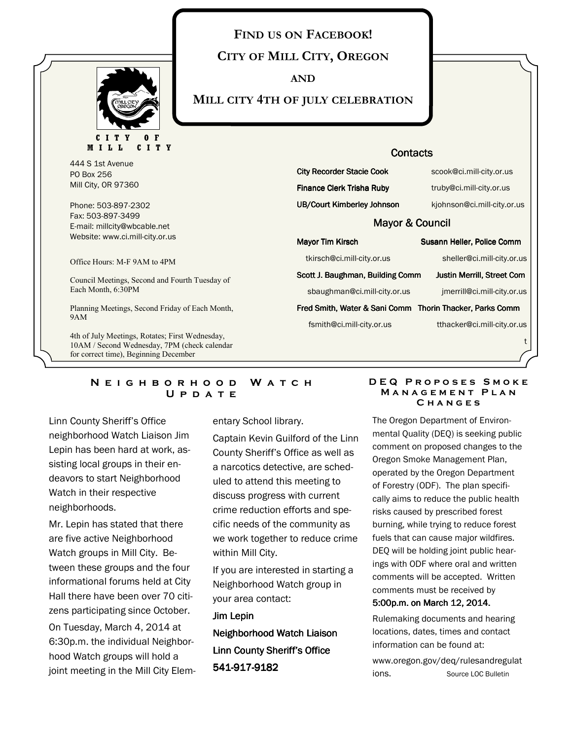**FIND US ON FACEBOOK!**

**CITY OF MILL CITY, OREGON**

**AND**

**MILL CITY 4TH OF JULY CELEBRATION**

CITY OF MILL CITY

444 S 1st Avenue
PO Box 256
Mill City, OR 97360

Phone: 503-897-2302
Fax: 503-897-3499
E-mail: millcity@wbcable.net
Website: www.ci.mill-city.or.us

Office Hours: M-F 9AM to 4PM

Council Meetings, Second and Fourth Tuesday of Each Month, 6:30PM

Planning Meetings, Second Friday of Each Month, 9AM

4th of July Meetings, Rotates; First Wednesday, 10AM / Second Wednesday, 7PM (check calendar for correct time), Beginning December

## Contacts

City Recorder Stacie Cook — scook@ci.mill-city.or.us

Finance Clerk Trisha Ruby — truby@ci.mill-city.or.us

UB/Court Kimberley Johnson — kjohnson@ci.mill-city.or.us

## Mayor & Council

Mayor Tim Kirsch — tkirsch@ci.mill-city.or.us

Susann Heller, Police Comm — sheller@ci.mill-city.or.us

Scott J. Baughman, Building Comm — sbaughman@ci.mill-city.or.us

Justin Merrill, Street Com — jmerrill@ci.mill-city.or.us

Fred Smith, Water & Sani Comm — fsmith@ci.mill-city.or.us

Thorin Thacker, Parks Comm — tthacker@ci.mill-city.or.us

t

## Neighborhood Watch Update

Linn County Sheriff's Office neighborhood Watch Liaison Jim Lepin has been hard at work, assisting local groups in their endeavors to start Neighborhood Watch in their respective neighborhoods.

Mr. Lepin has stated that there are five active Neighborhood Watch groups in Mill City. Between these groups and the four informational forums held at City Hall there have been over 70 citizens participating since October.

On Tuesday, March 4, 2014 at 6:30p.m. the individual Neighborhood Watch groups will hold a joint meeting in the Mill City Elementary School library.

Captain Kevin Guilford of the Linn County Sheriff's Office as well as a narcotics detective, are scheduled to attend this meeting to discuss progress with current crime reduction efforts and specific needs of the community as we work together to reduce crime within Mill City.

If you are interested in starting a Neighborhood Watch group in your area contact:

Jim Lepin

Neighborhood Watch Liaison

Linn County Sheriff's Office

541-917-9182

## DEQ Proposes Smoke Management Plan Changes

The Oregon Department of Environmental Quality (DEQ) is seeking public comment on proposed changes to the Oregon Smoke Management Plan, operated by the Oregon Department of Forestry (ODF). The plan specifically aims to reduce the public health risks caused by prescribed forest burning, while trying to reduce forest fuels that can cause major wildfires. DEQ will be holding joint public hearings with ODF where oral and written comments will be accepted. Written comments must be received by **5:00p.m. on March 12, 2014.**

Rulemaking documents and hearing locations, dates, times and contact information can be found at:

www.oregon.gov/deq/rulesandregulations. Source LOC Bulletin